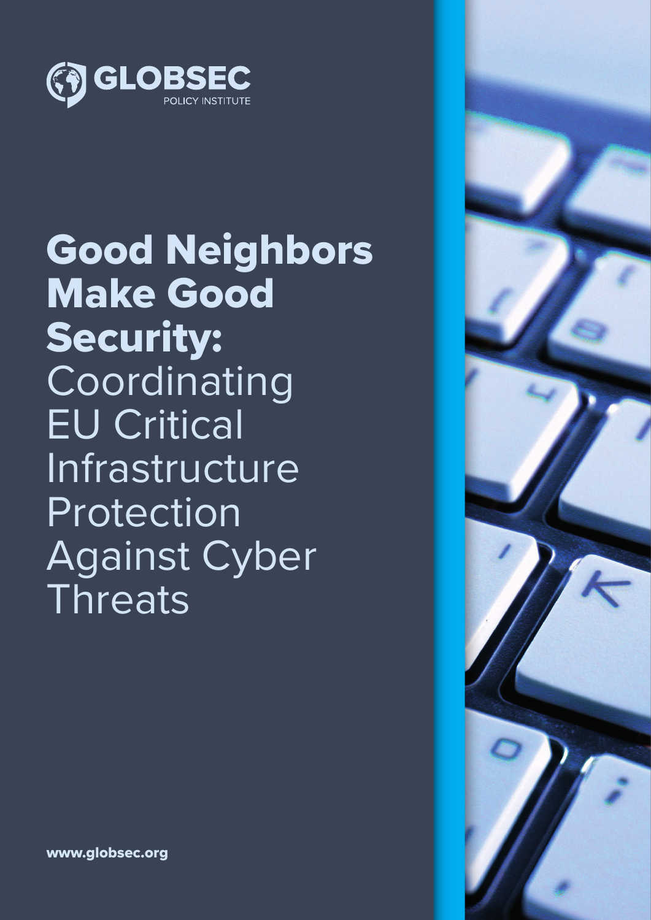GLOBSEC
POLICY INSTITUTE

# Good Neighbors Make Good Security: Coordinating EU Critical Infrastructure Protection Against Cyber Threats

www.globsec.org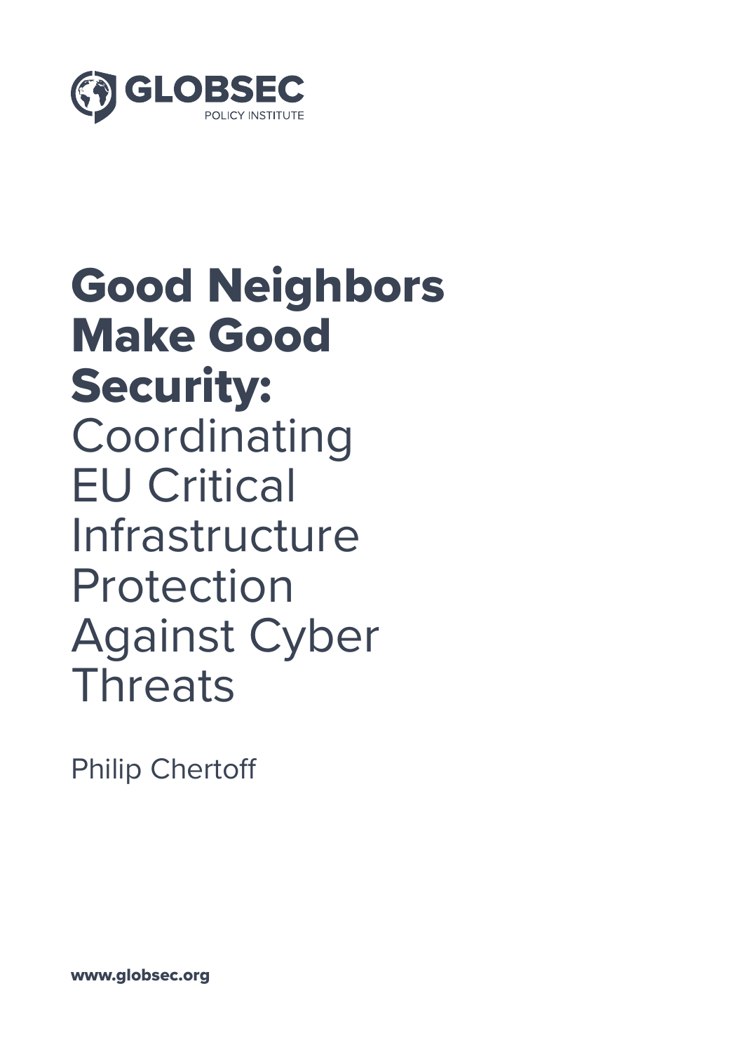GLOBSEC

POLICY INSTITUTE

# Good Neighbors Make Good Security: Coordinating EU Critical Infrastructure Protection Against Cyber Threats

Philip Chertoff

www.globsec.org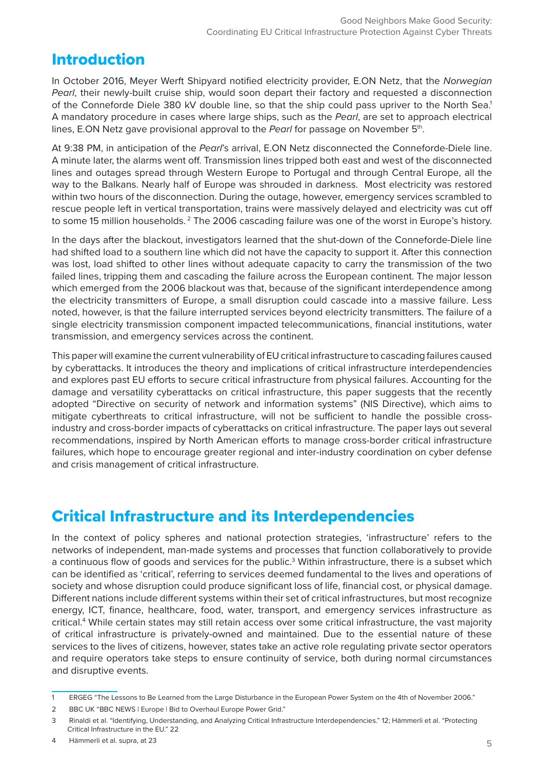## Introduction

In October 2016, Meyer Werft Shipyard notified electricity provider, E.ON Netz, that the *Norwegian Pearl*, their newly-built cruise ship, would soon depart their factory and requested a disconnection of the Conneforde Diele 380 kV double line, so that the ship could pass upriver to the North Sea.[1] A mandatory procedure in cases where large ships, such as the *Pearl*, are set to approach electrical lines, E.ON Netz gave provisional approval to the *Pearl* for passage on November 5th.

At 9:38 PM, in anticipation of the *Pearl*'s arrival, E.ON Netz disconnected the Conneforde-Diele line. A minute later, the alarms went off. Transmission lines tripped both east and west of the disconnected lines and outages spread through Western Europe to Portugal and through Central Europe, all the way to the Balkans. Nearly half of Europe was shrouded in darkness. Most electricity was restored within two hours of the disconnection. During the outage, however, emergency services scrambled to rescue people left in vertical transportation, trains were massively delayed and electricity was cut off to some 15 million households.[2] The 2006 cascading failure was one of the worst in Europe's history.

In the days after the blackout, investigators learned that the shut-down of the Conneforde-Diele line had shifted load to a southern line which did not have the capacity to support it. After this connection was lost, load shifted to other lines without adequate capacity to carry the transmission of the two failed lines, tripping them and cascading the failure across the European continent. The major lesson which emerged from the 2006 blackout was that, because of the significant interdependence among the electricity transmitters of Europe, a small disruption could cascade into a massive failure. Less noted, however, is that the failure interrupted services beyond electricity transmitters. The failure of a single electricity transmission component impacted telecommunications, financial institutions, water transmission, and emergency services across the continent.

This paper will examine the current vulnerability of EU critical infrastructure to cascading failures caused by cyberattacks. It introduces the theory and implications of critical infrastructure interdependencies and explores past EU efforts to secure critical infrastructure from physical failures. Accounting for the damage and versatility cyberattacks on critical infrastructure, this paper suggests that the recently adopted "Directive on security of network and information systems" (NIS Directive), which aims to mitigate cyberthreats to critical infrastructure, will not be sufficient to handle the possible cross-industry and cross-border impacts of cyberattacks on critical infrastructure. The paper lays out several recommendations, inspired by North American efforts to manage cross-border critical infrastructure failures, which hope to encourage greater regional and inter-industry coordination on cyber defense and crisis management of critical infrastructure.

## Critical Infrastructure and its Interdependencies

In the context of policy spheres and national protection strategies, 'infrastructure' refers to the networks of independent, man-made systems and processes that function collaboratively to provide a continuous flow of goods and services for the public.[3] Within infrastructure, there is a subset which can be identified as 'critical', referring to services deemed fundamental to the lives and operations of society and whose disruption could produce significant loss of life, financial cost, or physical damage. Different nations include different systems within their set of critical infrastructures, but most recognize energy, ICT, finance, healthcare, food, water, transport, and emergency services infrastructure as critical.[4] While certain states may still retain access over some critical infrastructure, the vast majority of critical infrastructure is privately-owned and maintained. Due to the essential nature of these services to the lives of citizens, however, states take an active role regulating private sector operators and require operators take steps to ensure continuity of service, both during normal circumstances and disruptive events.

1 ERGEG "The Lessons to Be Learned from the Large Disturbance in the European Power System on the 4th of November 2006."

2 BBC UK "BBC NEWS | Europe | Bid to Overhaul Europe Power Grid."

3 Rinaldi et al. "Identifying, Understanding, and Analyzing Critical Infrastructure Interdependencies." 12; Hämmerli et al. "Protecting Critical Infrastructure in the EU." 22

4 Hämmerli et al. supra, at 23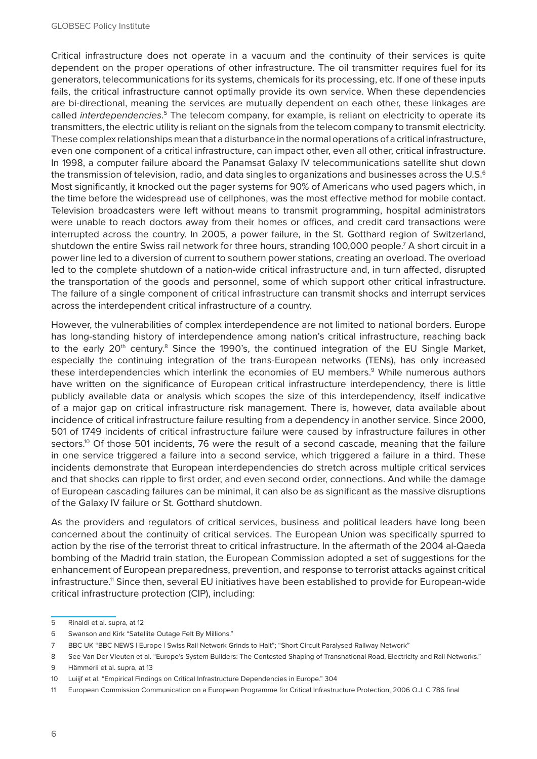Critical infrastructure does not operate in a vacuum and the continuity of their services is quite dependent on the proper operations of other infrastructure. The oil transmitter requires fuel for its generators, telecommunications for its systems, chemicals for its processing, etc. If one of these inputs fails, the critical infrastructure cannot optimally provide its own service. When these dependencies are bi-directional, meaning the services are mutually dependent on each other, these linkages are called *interdependencies*.[5] The telecom company, for example, is reliant on electricity to operate its transmitters, the electric utility is reliant on the signals from the telecom company to transmit electricity. These complex relationships mean that a disturbance in the normal operations of a critical infrastructure, even one component of a critical infrastructure, can impact other, even all other, critical infrastructure. In 1998, a computer failure aboard the Panamsat Galaxy IV telecommunications satellite shut down the transmission of television, radio, and data singles to organizations and businesses across the U.S.[6] Most significantly, it knocked out the pager systems for 90% of Americans who used pagers which, in the time before the widespread use of cellphones, was the most effective method for mobile contact. Television broadcasters were left without means to transmit programming, hospital administrators were unable to reach doctors away from their homes or offices, and credit card transactions were interrupted across the country. In 2005, a power failure, in the St. Gotthard region of Switzerland, shutdown the entire Swiss rail network for three hours, stranding 100,000 people.[7] A short circuit in a power line led to a diversion of current to southern power stations, creating an overload. The overload led to the complete shutdown of a nation-wide critical infrastructure and, in turn affected, disrupted the transportation of the goods and personnel, some of which support other critical infrastructure. The failure of a single component of critical infrastructure can transmit shocks and interrupt services across the interdependent critical infrastructure of a country.

However, the vulnerabilities of complex interdependence are not limited to national borders. Europe has long-standing history of interdependence among nation's critical infrastructure, reaching back to the early 20th century.[8] Since the 1990's, the continued integration of the EU Single Market, especially the continuing integration of the trans-European networks (TENs), has only increased these interdependencies which interlink the economies of EU members.[9] While numerous authors have written on the significance of European critical infrastructure interdependency, there is little publicly available data or analysis which scopes the size of this interdependency, itself indicative of a major gap on critical infrastructure risk management. There is, however, data available about incidence of critical infrastructure failure resulting from a dependency in another service. Since 2000, 501 of 1749 incidents of critical infrastructure failure were caused by infrastructure failures in other sectors.[10] Of those 501 incidents, 76 were the result of a second cascade, meaning that the failure in one service triggered a failure into a second service, which triggered a failure in a third. These incidents demonstrate that European interdependencies do stretch across multiple critical services and that shocks can ripple to first order, and even second order, connections. And while the damage of European cascading failures can be minimal, it can also be as significant as the massive disruptions of the Galaxy IV failure or St. Gotthard shutdown.

As the providers and regulators of critical services, business and political leaders have long been concerned about the continuity of critical services. The European Union was specifically spurred to action by the rise of the terrorist threat to critical infrastructure. In the aftermath of the 2004 al-Qaeda bombing of the Madrid train station, the European Commission adopted a set of suggestions for the enhancement of European preparedness, prevention, and response to terrorist attacks against critical infrastructure.[11] Since then, several EU initiatives have been established to provide for European-wide critical infrastructure protection (CIP), including:

---

5 Rinaldi et al. supra, at 12

6 Swanson and Kirk "Satellite Outage Felt By Millions."

7 BBC UK "BBC NEWS | Europe | Swiss Rail Network Grinds to Halt"; "Short Circuit Paralysed Railway Network"

8 See Van Der Vleuten et al. "Europe's System Builders: The Contested Shaping of Transnational Road, Electricity and Rail Networks."

9 Hämmerli et al. supra, at 13

10 Luiijf et al. "Empirical Findings on Critical Infrastructure Dependencies in Europe." 304

11 European Commission Communication on a European Programme for Critical Infrastructure Protection, 2006 O.J. C 786 final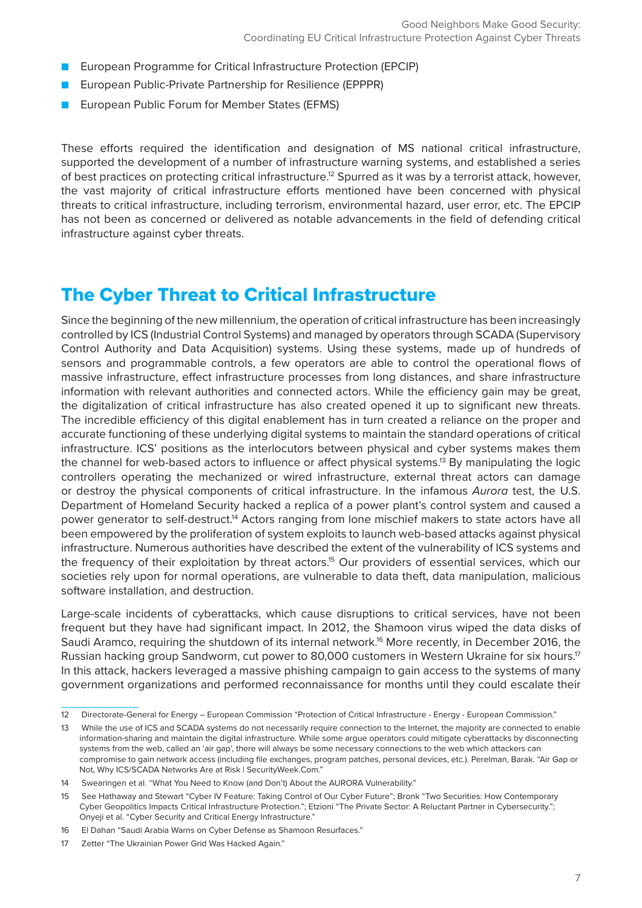- European Programme for Critical Infrastructure Protection (EPCIP)
- European Public-Private Partnership for Resilience (EPPPR)
- European Public Forum for Member States (EFMS)

These efforts required the identification and designation of MS national critical infrastructure, supported the development of a number of infrastructure warning systems, and established a series of best practices on protecting critical infrastructure.[12] Spurred as it was by a terrorist attack, however, the vast majority of critical infrastructure efforts mentioned have been concerned with physical threats to critical infrastructure, including terrorism, environmental hazard, user error, etc. The EPCIP has not been as concerned or delivered as notable advancements in the field of defending critical infrastructure against cyber threats.

## The Cyber Threat to Critical Infrastructure

Since the beginning of the new millennium, the operation of critical infrastructure has been increasingly controlled by ICS (Industrial Control Systems) and managed by operators through SCADA (Supervisory Control Authority and Data Acquisition) systems. Using these systems, made up of hundreds of sensors and programmable controls, a few operators are able to control the operational flows of massive infrastructure, effect infrastructure processes from long distances, and share infrastructure information with relevant authorities and connected actors. While the efficiency gain may be great, the digitalization of critical infrastructure has also created opened it up to significant new threats. The incredible efficiency of this digital enablement has in turn created a reliance on the proper and accurate functioning of these underlying digital systems to maintain the standard operations of critical infrastructure. ICS' positions as the interlocutors between physical and cyber systems makes them the channel for web-based actors to influence or affect physical systems.[13] By manipulating the logic controllers operating the mechanized or wired infrastructure, external threat actors can damage or destroy the physical components of critical infrastructure. In the infamous *Aurora* test, the U.S. Department of Homeland Security hacked a replica of a power plant's control system and caused a power generator to self-destruct.[14] Actors ranging from lone mischief makers to state actors have all been empowered by the proliferation of system exploits to launch web-based attacks against physical infrastructure. Numerous authorities have described the extent of the vulnerability of ICS systems and the frequency of their exploitation by threat actors.[15] Our providers of essential services, which our societies rely upon for normal operations, are vulnerable to data theft, data manipulation, malicious software installation, and destruction.

Large-scale incidents of cyberattacks, which cause disruptions to critical services, have not been frequent but they have had significant impact. In 2012, the Shamoon virus wiped the data disks of Saudi Aramco, requiring the shutdown of its internal network.[16] More recently, in December 2016, the Russian hacking group Sandworm, cut power to 80,000 customers in Western Ukraine for six hours.[17] In this attack, hackers leveraged a massive phishing campaign to gain access to the systems of many government organizations and performed reconnaissance for months until they could escalate their

---

12 Directorate-General for Energy – European Commission "Protection of Critical Infrastructure - Energy - European Commission."

13 While the use of ICS and SCADA systems do not necessarily require connection to the Internet, the majority are connected to enable information-sharing and maintain the digital infrastructure. While some argue operators could mitigate cyberattacks by disconnecting systems from the web, called an 'air gap', there will always be some necessary connections to the web which attackers can compromise to gain network access (including file exchanges, program patches, personal devices, etc.). Perelman, Barak. "Air Gap or Not, Why ICS/SCADA Networks Are at Risk | SecurityWeek.Com."

14 Swearingen et al. "What You Need to Know (and Don't) About the AURORA Vulnerability."

15 See Hathaway and Stewart "Cyber IV Feature: Taking Control of Our Cyber Future"; Bronk "Two Securities: How Contemporary Cyber Geopolitics Impacts Critical Infrastructure Protection."; Etzioni "The Private Sector: A Reluctant Partner in Cybersecurity."; Onyeji et al. "Cyber Security and Critical Energy Infrastructure."

16 El Dahan "Saudi Arabia Warns on Cyber Defense as Shamoon Resurfaces."

17 Zetter "The Ukrainian Power Grid Was Hacked Again."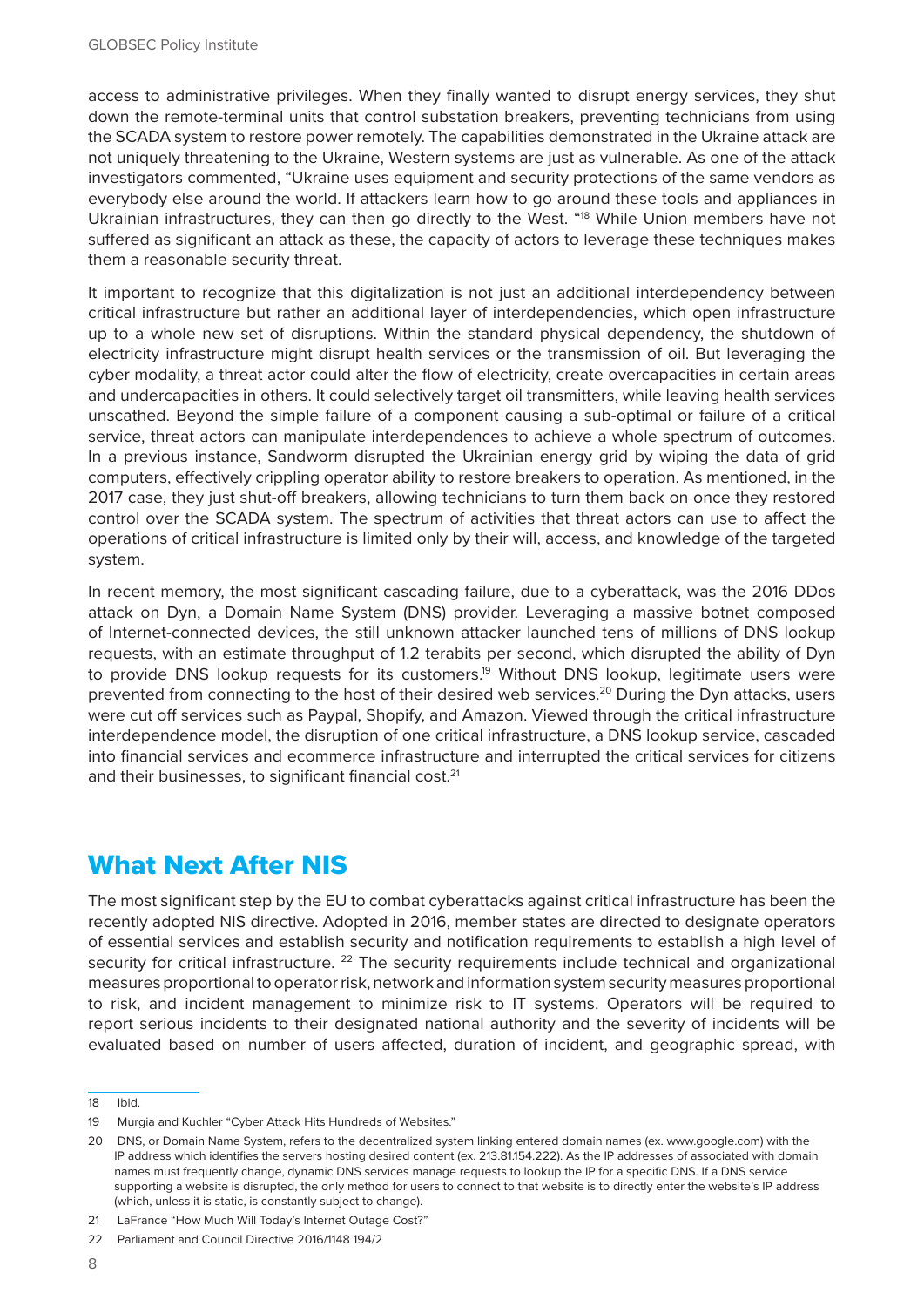access to administrative privileges. When they finally wanted to disrupt energy services, they shut down the remote-terminal units that control substation breakers, preventing technicians from using the SCADA system to restore power remotely. The capabilities demonstrated in the Ukraine attack are not uniquely threatening to the Ukraine, Western systems are just as vulnerable. As one of the attack investigators commented, "Ukraine uses equipment and security protections of the same vendors as everybody else around the world. If attackers learn how to go around these tools and appliances in Ukrainian infrastructures, they can then go directly to the West. "[18] While Union members have not suffered as significant an attack as these, the capacity of actors to leverage these techniques makes them a reasonable security threat.

It important to recognize that this digitalization is not just an additional interdependency between critical infrastructure but rather an additional layer of interdependencies, which open infrastructure up to a whole new set of disruptions. Within the standard physical dependency, the shutdown of electricity infrastructure might disrupt health services or the transmission of oil. But leveraging the cyber modality, a threat actor could alter the flow of electricity, create overcapacities in certain areas and undercapacities in others. It could selectively target oil transmitters, while leaving health services unscathed. Beyond the simple failure of a component causing a sub-optimal or failure of a critical service, threat actors can manipulate interdependences to achieve a whole spectrum of outcomes. In a previous instance, Sandworm disrupted the Ukrainian energy grid by wiping the data of grid computers, effectively crippling operator ability to restore breakers to operation. As mentioned, in the 2017 case, they just shut-off breakers, allowing technicians to turn them back on once they restored control over the SCADA system. The spectrum of activities that threat actors can use to affect the operations of critical infrastructure is limited only by their will, access, and knowledge of the targeted system.

In recent memory, the most significant cascading failure, due to a cyberattack, was the 2016 DDos attack on Dyn, a Domain Name System (DNS) provider. Leveraging a massive botnet composed of Internet-connected devices, the still unknown attacker launched tens of millions of DNS lookup requests, with an estimate throughput of 1.2 terabits per second, which disrupted the ability of Dyn to provide DNS lookup requests for its customers.[19] Without DNS lookup, legitimate users were prevented from connecting to the host of their desired web services.[20] During the Dyn attacks, users were cut off services such as Paypal, Shopify, and Amazon. Viewed through the critical infrastructure interdependence model, the disruption of one critical infrastructure, a DNS lookup service, cascaded into financial services and ecommerce infrastructure and interrupted the critical services for citizens and their businesses, to significant financial cost.[21]

## What Next After NIS

The most significant step by the EU to combat cyberattacks against critical infrastructure has been the recently adopted NIS directive. Adopted in 2016, member states are directed to designate operators of essential services and establish security and notification requirements to establish a high level of security for critical infrastructure. [22] The security requirements include technical and organizational measures proportional to operator risk, network and information system security measures proportional to risk, and incident management to minimize risk to IT systems. Operators will be required to report serious incidents to their designated national authority and the severity of incidents will be evaluated based on number of users affected, duration of incident, and geographic spread, with

---

18 Ibid.

19 Murgia and Kuchler "Cyber Attack Hits Hundreds of Websites."

20 DNS, or Domain Name System, refers to the decentralized system linking entered domain names (ex. www.google.com) with the IP address which identifies the servers hosting desired content (ex. 213.81.154.222). As the IP addresses of associated with domain names must frequently change, dynamic DNS services manage requests to lookup the IP for a specific DNS. If a DNS service supporting a website is disrupted, the only method for users to connect to that website is to directly enter the website's IP address (which, unless it is static, is constantly subject to change).

21 LaFrance "How Much Will Today's Internet Outage Cost?"

22 Parliament and Council Directive 2016/1148 194/2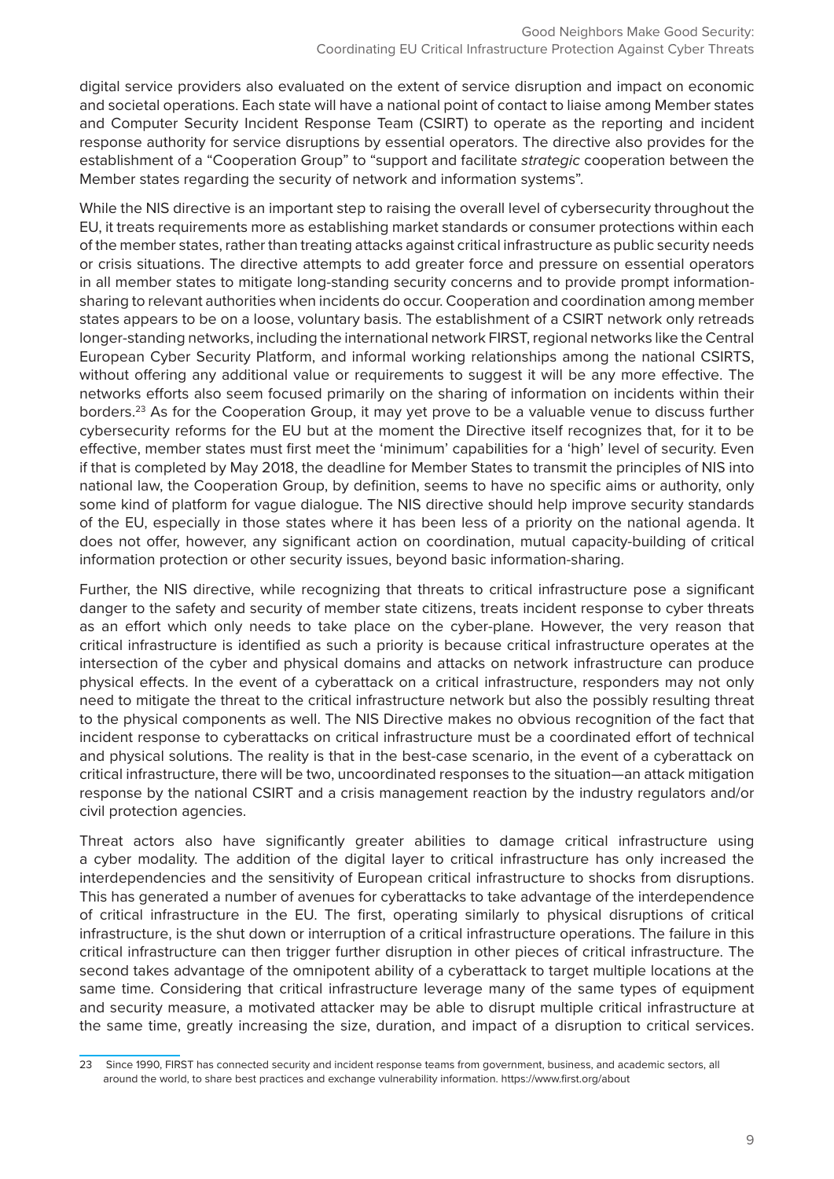digital service providers also evaluated on the extent of service disruption and impact on economic and societal operations. Each state will have a national point of contact to liaise among Member states and Computer Security Incident Response Team (CSIRT) to operate as the reporting and incident response authority for service disruptions by essential operators. The directive also provides for the establishment of a "Cooperation Group" to "support and facilitate *strategic* cooperation between the Member states regarding the security of network and information systems".

While the NIS directive is an important step to raising the overall level of cybersecurity throughout the EU, it treats requirements more as establishing market standards or consumer protections within each of the member states, rather than treating attacks against critical infrastructure as public security needs or crisis situations. The directive attempts to add greater force and pressure on essential operators in all member states to mitigate long-standing security concerns and to provide prompt information-sharing to relevant authorities when incidents do occur. Cooperation and coordination among member states appears to be on a loose, voluntary basis. The establishment of a CSIRT network only retreads longer-standing networks, including the international network FIRST, regional networks like the Central European Cyber Security Platform, and informal working relationships among the national CSIRTS, without offering any additional value or requirements to suggest it will be any more effective. The networks efforts also seem focused primarily on the sharing of information on incidents within their borders.[23] As for the Cooperation Group, it may yet prove to be a valuable venue to discuss further cybersecurity reforms for the EU but at the moment the Directive itself recognizes that, for it to be effective, member states must first meet the 'minimum' capabilities for a 'high' level of security. Even if that is completed by May 2018, the deadline for Member States to transmit the principles of NIS into national law, the Cooperation Group, by definition, seems to have no specific aims or authority, only some kind of platform for vague dialogue. The NIS directive should help improve security standards of the EU, especially in those states where it has been less of a priority on the national agenda. It does not offer, however, any significant action on coordination, mutual capacity-building of critical information protection or other security issues, beyond basic information-sharing.

Further, the NIS directive, while recognizing that threats to critical infrastructure pose a significant danger to the safety and security of member state citizens, treats incident response to cyber threats as an effort which only needs to take place on the cyber-plane. However, the very reason that critical infrastructure is identified as such a priority is because critical infrastructure operates at the intersection of the cyber and physical domains and attacks on network infrastructure can produce physical effects. In the event of a cyberattack on a critical infrastructure, responders may not only need to mitigate the threat to the critical infrastructure network but also the possibly resulting threat to the physical components as well. The NIS Directive makes no obvious recognition of the fact that incident response to cyberattacks on critical infrastructure must be a coordinated effort of technical and physical solutions. The reality is that in the best-case scenario, in the event of a cyberattack on critical infrastructure, there will be two, uncoordinated responses to the situation—an attack mitigation response by the national CSIRT and a crisis management reaction by the industry regulators and/or civil protection agencies.

Threat actors also have significantly greater abilities to damage critical infrastructure using a cyber modality. The addition of the digital layer to critical infrastructure has only increased the interdependencies and the sensitivity of European critical infrastructure to shocks from disruptions. This has generated a number of avenues for cyberattacks to take advantage of the interdependence of critical infrastructure in the EU. The first, operating similarly to physical disruptions of critical infrastructure, is the shut down or interruption of a critical infrastructure operations. The failure in this critical infrastructure can then trigger further disruption in other pieces of critical infrastructure. The second takes advantage of the omnipotent ability of a cyberattack to target multiple locations at the same time. Considering that critical infrastructure leverage many of the same types of equipment and security measure, a motivated attacker may be able to disrupt multiple critical infrastructure at the same time, greatly increasing the size, duration, and impact of a disruption to critical services.

---

23 Since 1990, FIRST has connected security and incident response teams from government, business, and academic sectors, all around the world, to share best practices and exchange vulnerability information. https://www.first.org/about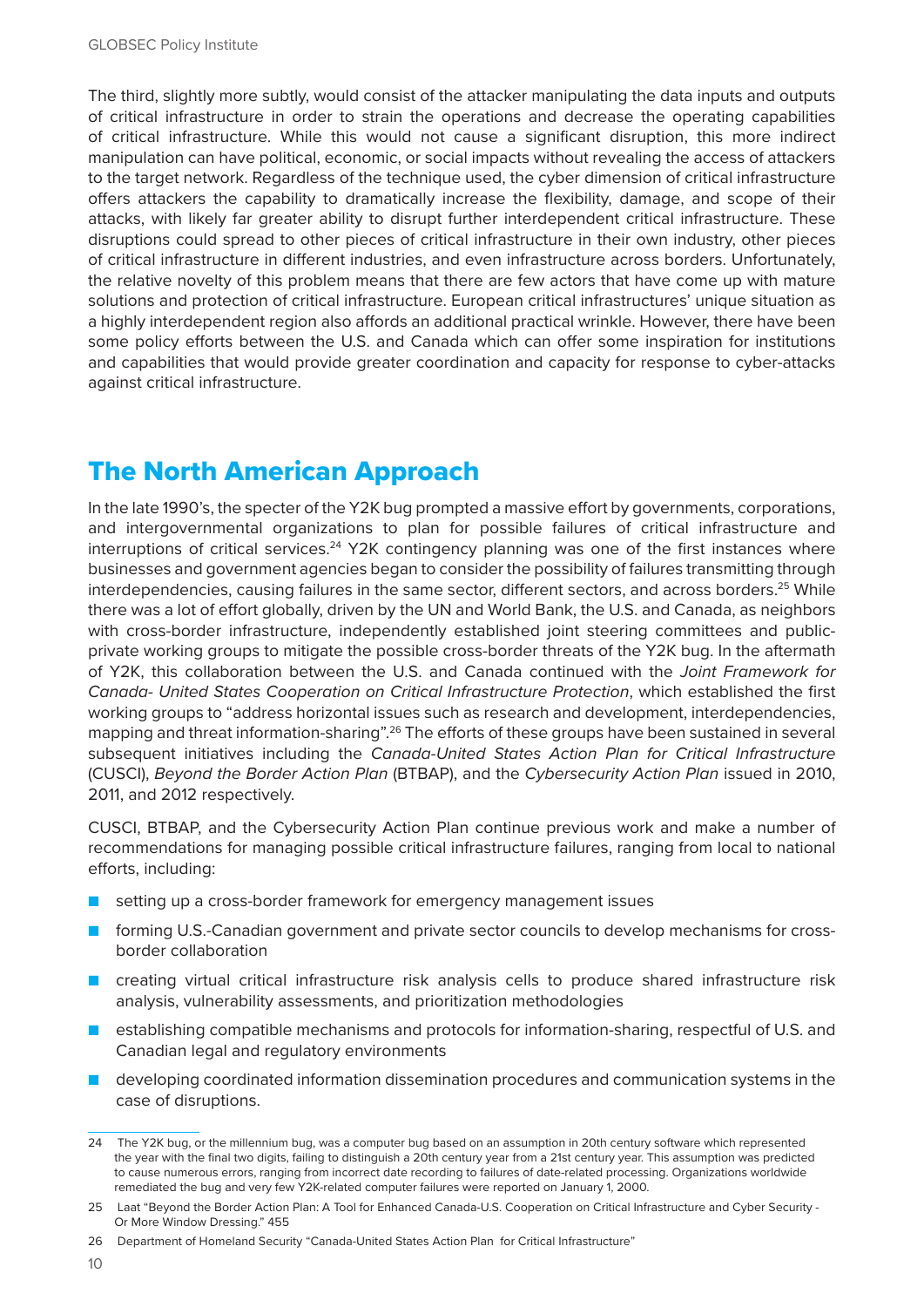The third, slightly more subtly, would consist of the attacker manipulating the data inputs and outputs of critical infrastructure in order to strain the operations and decrease the operating capabilities of critical infrastructure. While this would not cause a significant disruption, this more indirect manipulation can have political, economic, or social impacts without revealing the access of attackers to the target network. Regardless of the technique used, the cyber dimension of critical infrastructure offers attackers the capability to dramatically increase the flexibility, damage, and scope of their attacks, with likely far greater ability to disrupt further interdependent critical infrastructure. These disruptions could spread to other pieces of critical infrastructure in their own industry, other pieces of critical infrastructure in different industries, and even infrastructure across borders. Unfortunately, the relative novelty of this problem means that there are few actors that have come up with mature solutions and protection of critical infrastructure. European critical infrastructures' unique situation as a highly interdependent region also affords an additional practical wrinkle. However, there have been some policy efforts between the U.S. and Canada which can offer some inspiration for institutions and capabilities that would provide greater coordination and capacity for response to cyber-attacks against critical infrastructure.

## The North American Approach

In the late 1990's, the specter of the Y2K bug prompted a massive effort by governments, corporations, and intergovernmental organizations to plan for possible failures of critical infrastructure and interruptions of critical services.[24] Y2K contingency planning was one of the first instances where businesses and government agencies began to consider the possibility of failures transmitting through interdependencies, causing failures in the same sector, different sectors, and across borders.[25] While there was a lot of effort globally, driven by the UN and World Bank, the U.S. and Canada, as neighbors with cross-border infrastructure, independently established joint steering committees and public-private working groups to mitigate the possible cross-border threats of the Y2K bug. In the aftermath of Y2K, this collaboration between the U.S. and Canada continued with the *Joint Framework for Canada- United States Cooperation on Critical Infrastructure Protection*, which established the first working groups to "address horizontal issues such as research and development, interdependencies, mapping and threat information-sharing".[26] The efforts of these groups have been sustained in several subsequent initiatives including the *Canada-United States Action Plan for Critical Infrastructure* (CUSCI), *Beyond the Border Action Plan* (BTBAP), and the *Cybersecurity Action Plan* issued in 2010, 2011, and 2012 respectively.

CUSCI, BTBAP, and the Cybersecurity Action Plan continue previous work and make a number of recommendations for managing possible critical infrastructure failures, ranging from local to national efforts, including:

- setting up a cross-border framework for emergency management issues
- forming U.S.-Canadian government and private sector councils to develop mechanisms for cross-border collaboration
- creating virtual critical infrastructure risk analysis cells to produce shared infrastructure risk analysis, vulnerability assessments, and prioritization methodologies
- establishing compatible mechanisms and protocols for information-sharing, respectful of U.S. and Canadian legal and regulatory environments
- developing coordinated information dissemination procedures and communication systems in the case of disruptions.

---

24 The Y2K bug, or the millennium bug, was a computer bug based on an assumption in 20th century software which represented the year with the final two digits, failing to distinguish a 20th century year from a 21st century year. This assumption was predicted to cause numerous errors, ranging from incorrect date recording to failures of date-related processing. Organizations worldwide remediated the bug and very few Y2K-related computer failures were reported on January 1, 2000.

25 Laat "Beyond the Border Action Plan: A Tool for Enhanced Canada-U.S. Cooperation on Critical Infrastructure and Cyber Security - Or More Window Dressing." 455

26 Department of Homeland Security "Canada-United States Action Plan for Critical Infrastructure"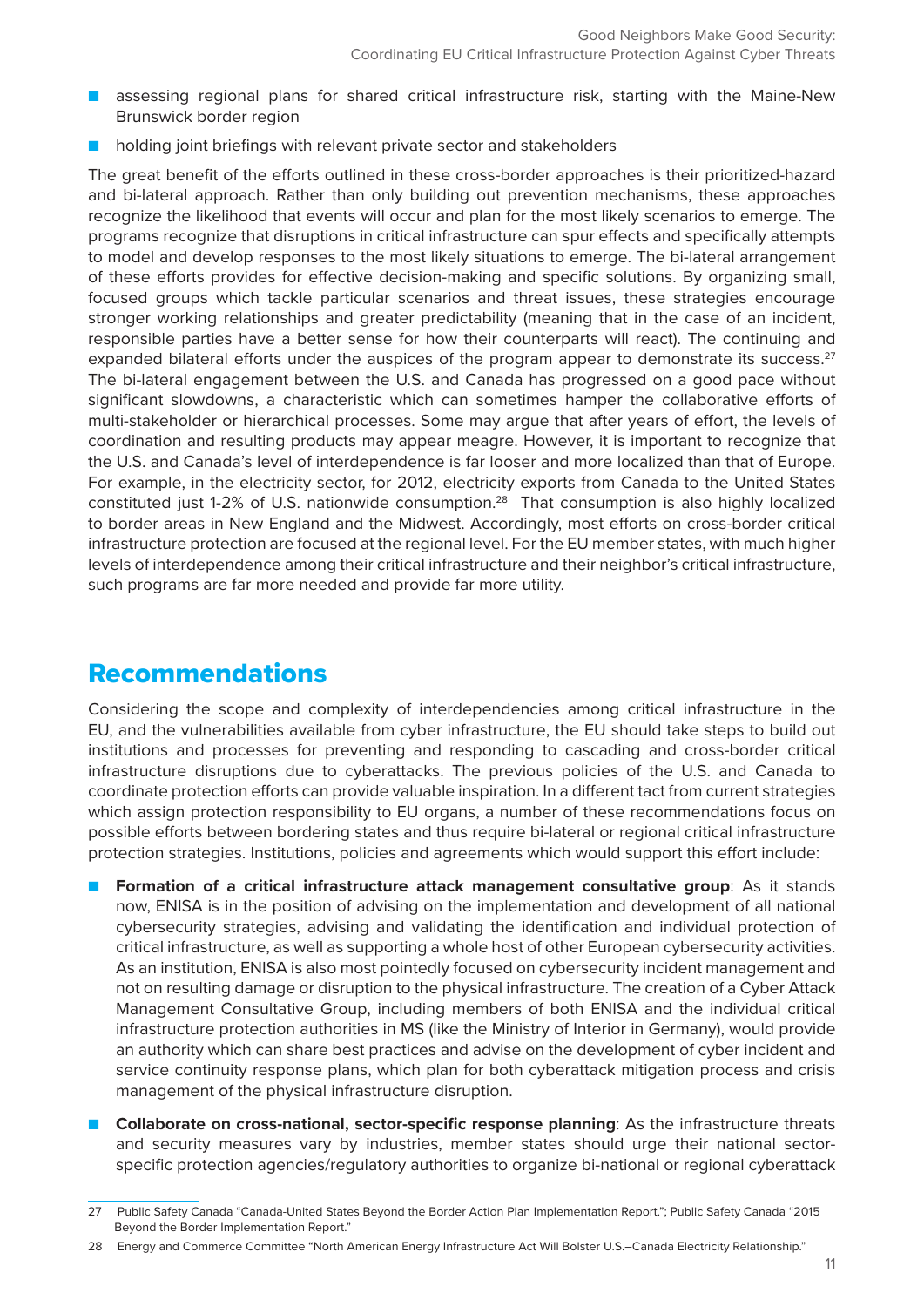- assessing regional plans for shared critical infrastructure risk, starting with the Maine-New Brunswick border region
- holding joint briefings with relevant private sector and stakeholders

The great benefit of the efforts outlined in these cross-border approaches is their prioritized-hazard and bi-lateral approach. Rather than only building out prevention mechanisms, these approaches recognize the likelihood that events will occur and plan for the most likely scenarios to emerge. The programs recognize that disruptions in critical infrastructure can spur effects and specifically attempts to model and develop responses to the most likely situations to emerge. The bi-lateral arrangement of these efforts provides for effective decision-making and specific solutions. By organizing small, focused groups which tackle particular scenarios and threat issues, these strategies encourage stronger working relationships and greater predictability (meaning that in the case of an incident, responsible parties have a better sense for how their counterparts will react). The continuing and expanded bilateral efforts under the auspices of the program appear to demonstrate its success.[27] The bi-lateral engagement between the U.S. and Canada has progressed on a good pace without significant slowdowns, a characteristic which can sometimes hamper the collaborative efforts of multi-stakeholder or hierarchical processes. Some may argue that after years of effort, the levels of coordination and resulting products may appear meagre. However, it is important to recognize that the U.S. and Canada's level of interdependence is far looser and more localized than that of Europe. For example, in the electricity sector, for 2012, electricity exports from Canada to the United States constituted just 1-2% of U.S. nationwide consumption.[28] That consumption is also highly localized to border areas in New England and the Midwest. Accordingly, most efforts on cross-border critical infrastructure protection are focused at the regional level. For the EU member states, with much higher levels of interdependence among their critical infrastructure and their neighbor's critical infrastructure, such programs are far more needed and provide far more utility.

## Recommendations

Considering the scope and complexity of interdependencies among critical infrastructure in the EU, and the vulnerabilities available from cyber infrastructure, the EU should take steps to build out institutions and processes for preventing and responding to cascading and cross-border critical infrastructure disruptions due to cyberattacks. The previous policies of the U.S. and Canada to coordinate protection efforts can provide valuable inspiration. In a different tact from current strategies which assign protection responsibility to EU organs, a number of these recommendations focus on possible efforts between bordering states and thus require bi-lateral or regional critical infrastructure protection strategies. Institutions, policies and agreements which would support this effort include:

- **Formation of a critical infrastructure attack management consultative group**: As it stands now, ENISA is in the position of advising on the implementation and development of all national cybersecurity strategies, advising and validating the identification and individual protection of critical infrastructure, as well as supporting a whole host of other European cybersecurity activities. As an institution, ENISA is also most pointedly focused on cybersecurity incident management and not on resulting damage or disruption to the physical infrastructure. The creation of a Cyber Attack Management Consultative Group, including members of both ENISA and the individual critical infrastructure protection authorities in MS (like the Ministry of Interior in Germany), would provide an authority which can share best practices and advise on the development of cyber incident and service continuity response plans, which plan for both cyberattack mitigation process and crisis management of the physical infrastructure disruption.
- **Collaborate on cross-national, sector-specific response planning**: As the infrastructure threats and security measures vary by industries, member states should urge their national sector-specific protection agencies/regulatory authorities to organize bi-national or regional cyberattack

27 Public Safety Canada "Canada-United States Beyond the Border Action Plan Implementation Report."; Public Safety Canada "2015 Beyond the Border Implementation Report."

28 Energy and Commerce Committee "North American Energy Infrastructure Act Will Bolster U.S.–Canada Electricity Relationship."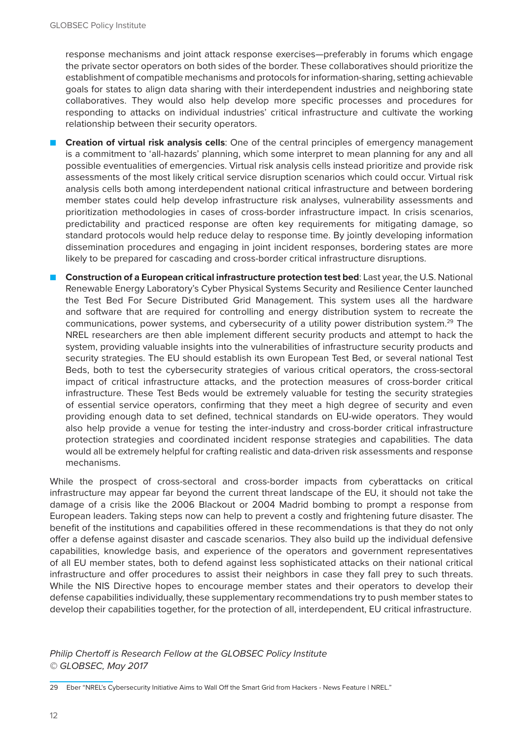response mechanisms and joint attack response exercises—preferably in forums which engage the private sector operators on both sides of the border. These collaboratives should prioritize the establishment of compatible mechanisms and protocols for information-sharing, setting achievable goals for states to align data sharing with their interdependent industries and neighboring state collaboratives. They would also help develop more specific processes and procedures for responding to attacks on individual industries' critical infrastructure and cultivate the working relationship between their security operators.

- **Creation of virtual risk analysis cells**: One of the central principles of emergency management is a commitment to 'all-hazards' planning, which some interpret to mean planning for any and all possible eventualities of emergencies. Virtual risk analysis cells instead prioritize and provide risk assessments of the most likely critical service disruption scenarios which could occur. Virtual risk analysis cells both among interdependent national critical infrastructure and between bordering member states could help develop infrastructure risk analyses, vulnerability assessments and prioritization methodologies in cases of cross-border infrastructure impact. In crisis scenarios, predictability and practiced response are often key requirements for mitigating damage, so standard protocols would help reduce delay to response time. By jointly developing information dissemination procedures and engaging in joint incident responses, bordering states are more likely to be prepared for cascading and cross-border critical infrastructure disruptions.
- **Construction of a European critical infrastructure protection test bed**: Last year, the U.S. National Renewable Energy Laboratory's Cyber Physical Systems Security and Resilience Center launched the Test Bed For Secure Distributed Grid Management. This system uses all the hardware and software that are required for controlling and energy distribution system to recreate the communications, power systems, and cybersecurity of a utility power distribution system.[29] The NREL researchers are then able implement different security products and attempt to hack the system, providing valuable insights into the vulnerabilities of infrastructure security products and security strategies. The EU should establish its own European Test Bed, or several national Test Beds, both to test the cybersecurity strategies of various critical operators, the cross-sectoral impact of critical infrastructure attacks, and the protection measures of cross-border critical infrastructure. These Test Beds would be extremely valuable for testing the security strategies of essential service operators, confirming that they meet a high degree of security and even providing enough data to set defined, technical standards on EU-wide operators. They would also help provide a venue for testing the inter-industry and cross-border critical infrastructure protection strategies and coordinated incident response strategies and capabilities. The data would all be extremely helpful for crafting realistic and data-driven risk assessments and response mechanisms.

While the prospect of cross-sectoral and cross-border impacts from cyberattacks on critical infrastructure may appear far beyond the current threat landscape of the EU, it should not take the damage of a crisis like the 2006 Blackout or 2004 Madrid bombing to prompt a response from European leaders. Taking steps now can help to prevent a costly and frightening future disaster. The benefit of the institutions and capabilities offered in these recommendations is that they do not only offer a defense against disaster and cascade scenarios. They also build up the individual defensive capabilities, knowledge basis, and experience of the operators and government representatives of all EU member states, both to defend against less sophisticated attacks on their national critical infrastructure and offer procedures to assist their neighbors in case they fall prey to such threats. While the NIS Directive hopes to encourage member states and their operators to develop their defense capabilities individually, these supplementary recommendations try to push member states to develop their capabilities together, for the protection of all, interdependent, EU critical infrastructure.

*Philip Chertoff is Research Fellow at the GLOBSEC Policy Institute*
*© GLOBSEC, May 2017*

29 Eber "NREL's Cybersecurity Initiative Aims to Wall Off the Smart Grid from Hackers - News Feature | NREL."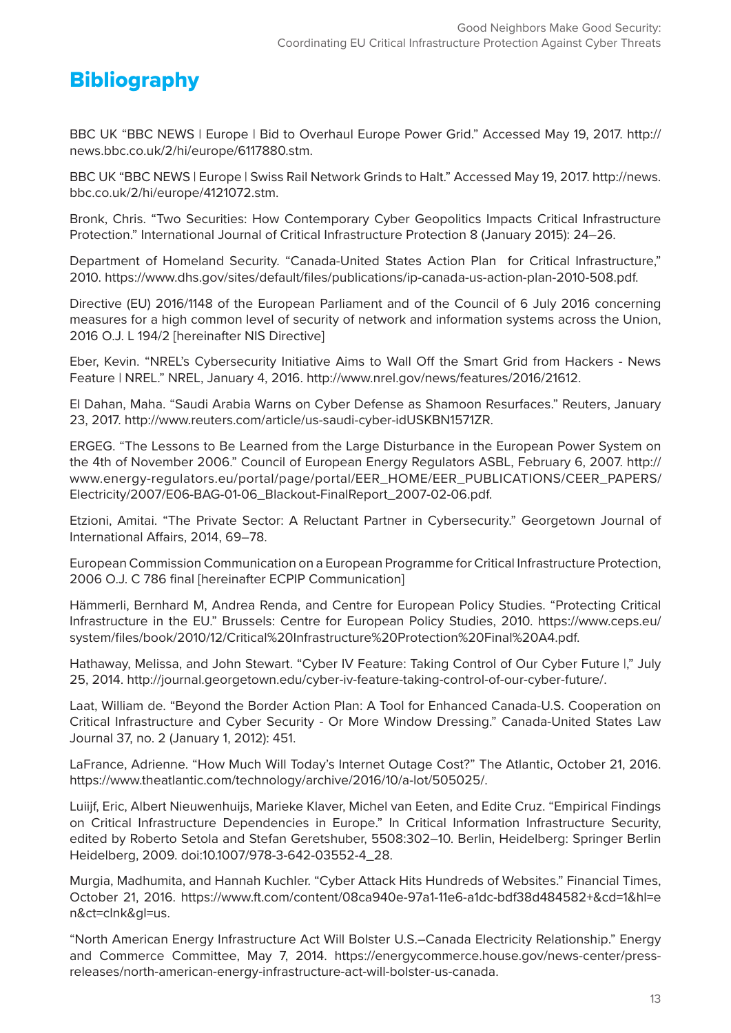# Bibliography

BBC UK "BBC NEWS | Europe | Bid to Overhaul Europe Power Grid." Accessed May 19, 2017. http://news.bbc.co.uk/2/hi/europe/6117880.stm.

BBC UK "BBC NEWS | Europe | Swiss Rail Network Grinds to Halt." Accessed May 19, 2017. http://news.bbc.co.uk/2/hi/europe/4121072.stm.

Bronk, Chris. "Two Securities: How Contemporary Cyber Geopolitics Impacts Critical Infrastructure Protection." International Journal of Critical Infrastructure Protection 8 (January 2015): 24–26.

Department of Homeland Security. "Canada-United States Action Plan for Critical Infrastructure," 2010. https://www.dhs.gov/sites/default/files/publications/ip-canada-us-action-plan-2010-508.pdf.

Directive (EU) 2016/1148 of the European Parliament and of the Council of 6 July 2016 concerning measures for a high common level of security of network and information systems across the Union, 2016 O.J. L 194/2 [hereinafter NIS Directive]

Eber, Kevin. "NREL's Cybersecurity Initiative Aims to Wall Off the Smart Grid from Hackers - News Feature | NREL." NREL, January 4, 2016. http://www.nrel.gov/news/features/2016/21612.

El Dahan, Maha. "Saudi Arabia Warns on Cyber Defense as Shamoon Resurfaces." Reuters, January 23, 2017. http://www.reuters.com/article/us-saudi-cyber-idUSKBN1571ZR.

ERGEG. "The Lessons to Be Learned from the Large Disturbance in the European Power System on the 4th of November 2006." Council of European Energy Regulators ASBL, February 6, 2007. http://www.energy-regulators.eu/portal/page/portal/EER_HOME/EER_PUBLICATIONS/CEER_PAPERS/Electricity/2007/E06-BAG-01-06_Blackout-FinalReport_2007-02-06.pdf.

Etzioni, Amitai. "The Private Sector: A Reluctant Partner in Cybersecurity." Georgetown Journal of International Affairs, 2014, 69–78.

European Commission Communication on a European Programme for Critical Infrastructure Protection, 2006 O.J. C 786 final [hereinafter ECPIP Communication]

Hämmerli, Bernhard M, Andrea Renda, and Centre for European Policy Studies. "Protecting Critical Infrastructure in the EU." Brussels: Centre for European Policy Studies, 2010. https://www.ceps.eu/system/files/book/2010/12/Critical%20Infrastructure%20Protection%20Final%20A4.pdf.

Hathaway, Melissa, and John Stewart. "Cyber IV Feature: Taking Control of Our Cyber Future |," July 25, 2014. http://journal.georgetown.edu/cyber-iv-feature-taking-control-of-our-cyber-future/.

Laat, William de. "Beyond the Border Action Plan: A Tool for Enhanced Canada-U.S. Cooperation on Critical Infrastructure and Cyber Security - Or More Window Dressing." Canada-United States Law Journal 37, no. 2 (January 1, 2012): 451.

LaFrance, Adrienne. "How Much Will Today's Internet Outage Cost?" The Atlantic, October 21, 2016. https://www.theatlantic.com/technology/archive/2016/10/a-lot/505025/.

Luiijf, Eric, Albert Nieuwenhuijs, Marieke Klaver, Michel van Eeten, and Edite Cruz. "Empirical Findings on Critical Infrastructure Dependencies in Europe." In Critical Information Infrastructure Security, edited by Roberto Setola and Stefan Geretshuber, 5508:302–10. Berlin, Heidelberg: Springer Berlin Heidelberg, 2009. doi:10.1007/978-3-642-03552-4_28.

Murgia, Madhumita, and Hannah Kuchler. "Cyber Attack Hits Hundreds of Websites." Financial Times, October 21, 2016. https://www.ft.com/content/08ca940e-97a1-11e6-a1dc-bdf38d484582+&cd=1&hl=en&ct=clnk&gl=us.

"North American Energy Infrastructure Act Will Bolster U.S.–Canada Electricity Relationship." Energy and Commerce Committee, May 7, 2014. https://energycommerce.house.gov/news-center/press-releases/north-american-energy-infrastructure-act-will-bolster-us-canada.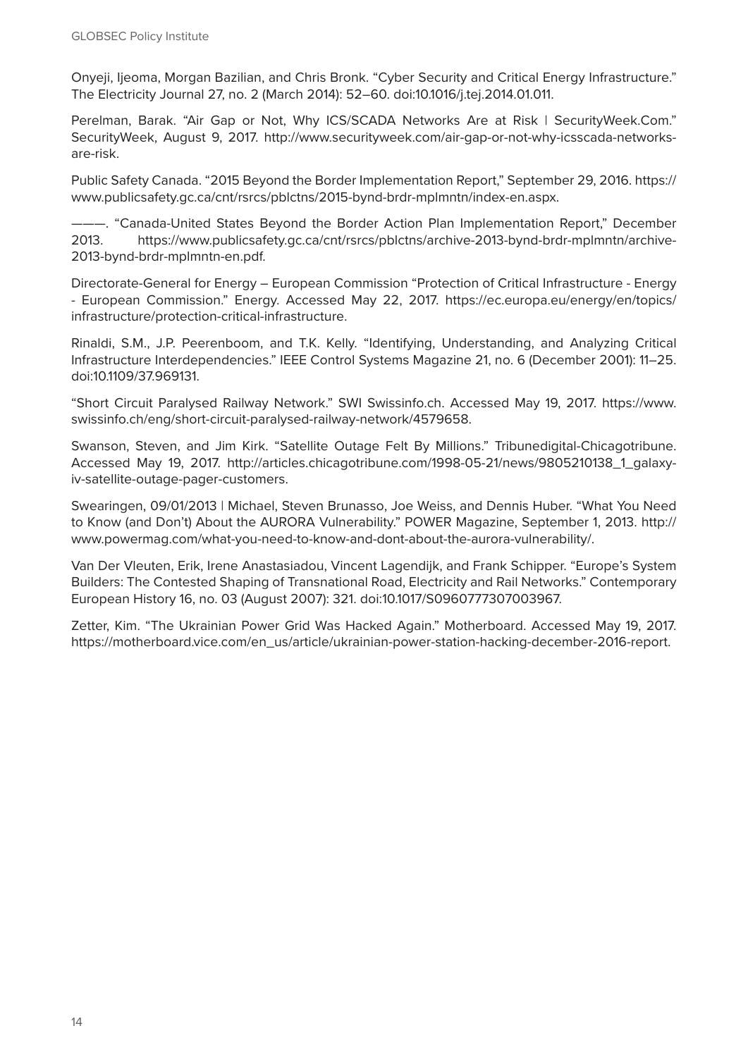Onyeji, Ijeoma, Morgan Bazilian, and Chris Bronk. "Cyber Security and Critical Energy Infrastructure." The Electricity Journal 27, no. 2 (March 2014): 52–60. doi:10.1016/j.tej.2014.01.011.

Perelman, Barak. "Air Gap or Not, Why ICS/SCADA Networks Are at Risk | SecurityWeek.Com." SecurityWeek, August 9, 2017. http://www.securityweek.com/air-gap-or-not-why-icsscada-networks-are-risk.

Public Safety Canada. "2015 Beyond the Border Implementation Report," September 29, 2016. https://www.publicsafety.gc.ca/cnt/rsrcs/pblctns/2015-bynd-brdr-mplmntn/index-en.aspx.

———. "Canada-United States Beyond the Border Action Plan Implementation Report," December 2013. https://www.publicsafety.gc.ca/cnt/rsrcs/pblctns/archive-2013-bynd-brdr-mplmntn/archive-2013-bynd-brdr-mplmntn-en.pdf.

Directorate-General for Energy – European Commission "Protection of Critical Infrastructure - Energy - European Commission." Energy. Accessed May 22, 2017. https://ec.europa.eu/energy/en/topics/infrastructure/protection-critical-infrastructure.

Rinaldi, S.M., J.P. Peerenboom, and T.K. Kelly. "Identifying, Understanding, and Analyzing Critical Infrastructure Interdependencies." IEEE Control Systems Magazine 21, no. 6 (December 2001): 11–25. doi:10.1109/37.969131.

"Short Circuit Paralysed Railway Network." SWI Swissinfo.ch. Accessed May 19, 2017. https://www.swissinfo.ch/eng/short-circuit-paralysed-railway-network/4579658.

Swanson, Steven, and Jim Kirk. "Satellite Outage Felt By Millions." Tribunedigital-Chicagotribune. Accessed May 19, 2017. http://articles.chicagotribune.com/1998-05-21/news/9805210138_1_galaxy-iv-satellite-outage-pager-customers.

Swearingen, 09/01/2013 | Michael, Steven Brunasso, Joe Weiss, and Dennis Huber. "What You Need to Know (and Don't) About the AURORA Vulnerability." POWER Magazine, September 1, 2013. http://www.powermag.com/what-you-need-to-know-and-dont-about-the-aurora-vulnerability/.

Van Der Vleuten, Erik, Irene Anastasiadou, Vincent Lagendijk, and Frank Schipper. "Europe's System Builders: The Contested Shaping of Transnational Road, Electricity and Rail Networks." Contemporary European History 16, no. 03 (August 2007): 321. doi:10.1017/S0960777307003967.

Zetter, Kim. "The Ukrainian Power Grid Was Hacked Again." Motherboard. Accessed May 19, 2017. https://motherboard.vice.com/en_us/article/ukrainian-power-station-hacking-december-2016-report.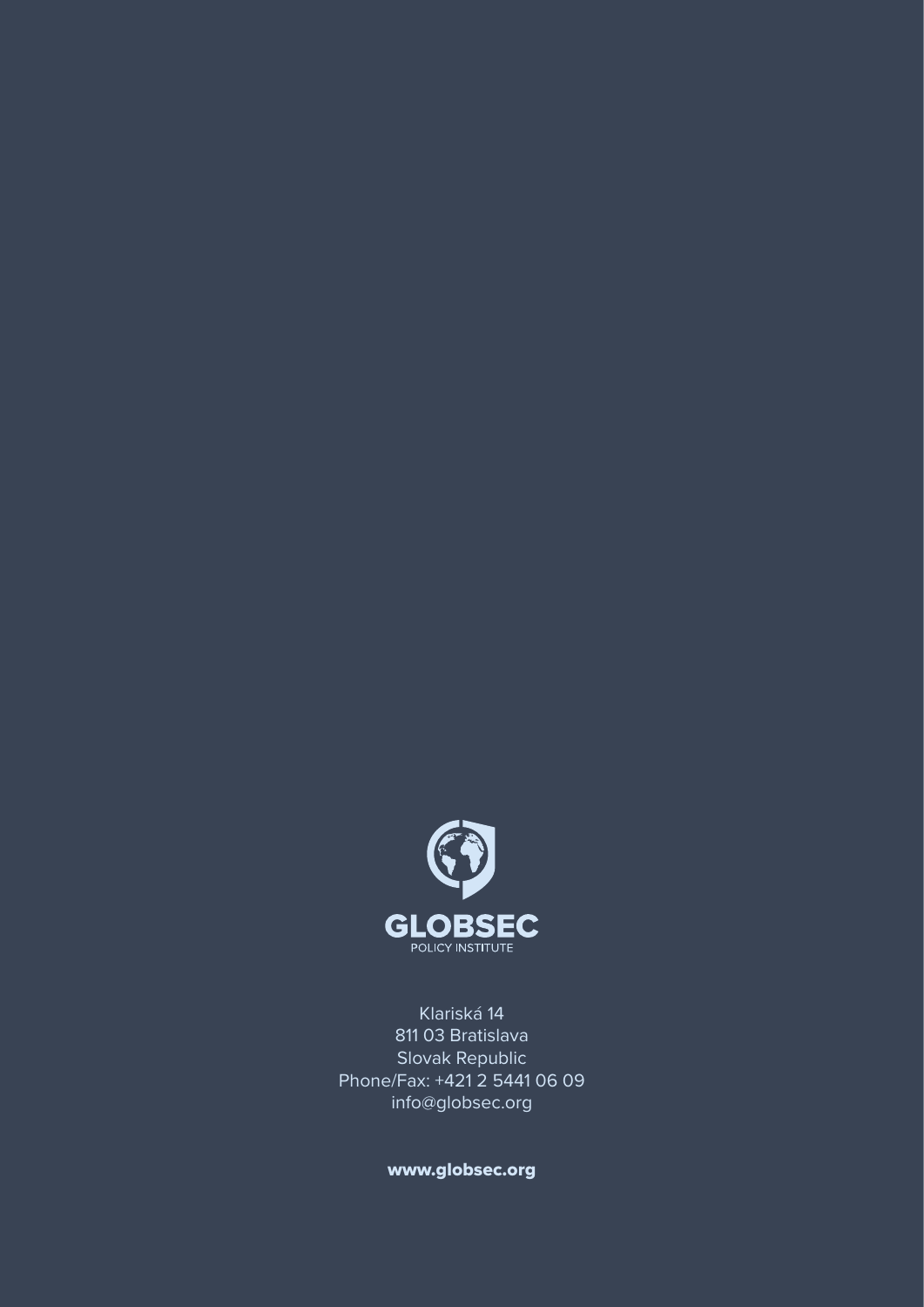GLOBSEC

POLICY INSTITUTE

Klariská 14
811 03 Bratislava
Slovak Republic
Phone/Fax: +421 2 5441 06 09
info@globsec.org

**www.globsec.org**